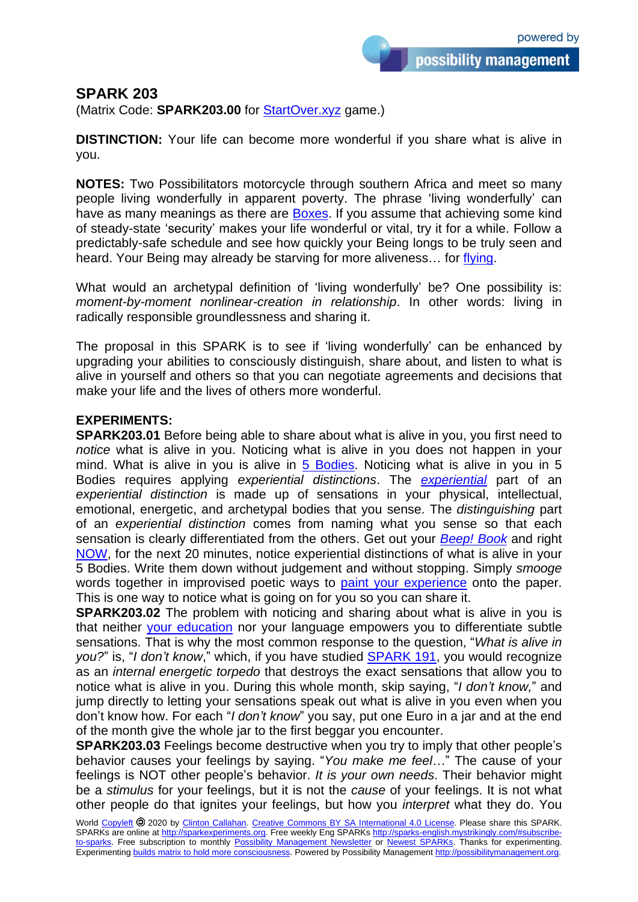# SPARK 203

(Matrix Code: **SPARK203.00** for StartOver.xyz game.)

**DISTINCTION:** Your life can become more wonderful if you share what is alive in you.

**NOTES:** Two Possibilitators motorcycle through southern Africa and meet so many people living wonderfully in apparent poverty. The phrase 'living wonderfully' can have as many meanings as there are Boxes. If you assume that achieving some kind of steady-state 'security' makes your life wonderful or vital, try it for a while. Follow a predictably-safe schedule and see how quickly your Being longs to be truly seen and heard. Your Being may already be starving for more aliveness… for flying.

What would an archetypal definition of 'living wonderfully' be? One possibility is: *moment-by-moment nonlinear-creation in relationship*. In other words: living in radically responsible groundlessness and sharing it.

The proposal in this SPARK is to see if 'living wonderfully' can be enhanced by upgrading your abilities to consciously distinguish, share about, and listen to what is alive in yourself and others so that you can negotiate agreements and decisions that make your life and the lives of others more wonderful.

**EXPERIMENTS:**

**SPARK203.01** Before being able to share about what is alive in you, you first need to *notice* what is alive in you. Noticing what is alive in you does not happen in your mind. What is alive in you is alive in 5 Bodies. Noticing what is alive in you in 5 Bodies requires applying *experiential distinctions*. The *experiential* part of an *experiential distinction* is made up of sensations in your physical, intellectual, emotional, energetic, and archetypal bodies that you sense. The *distinguishing* part of an *experiential distinction* comes from naming what you sense so that each sensation is clearly differentiated from the others. Get out your *Beep! Book* and right NOW, for the next 20 minutes, notice experiential distinctions of what is alive in your 5 Bodies. Write them down without judgement and without stopping. Simply *smooge* words together in improvised poetic ways to paint your experience onto the paper. This is one way to notice what is going on for you so you can share it.

**SPARK203.02** The problem with noticing and sharing about what is alive in you is that neither your education nor your language empowers you to differentiate subtle sensations. That is why the most common response to the question, "*What is alive in you?*" is, "*I don't know*," which, if you have studied SPARK 191, you would recognize as an *internal energetic torpedo* that destroys the exact sensations that allow you to notice what is alive in you. During this whole month, skip saying, "*I don't know,*" and jump directly to letting your sensations speak out what is alive in you even when you don't know how. For each "*I don't know*" you say, put one Euro in a jar and at the end of the month give the whole jar to the first beggar you encounter.

**SPARK203.03** Feelings become destructive when you try to imply that other people's behavior causes your feelings by saying. "*You make me feel…*" The cause of your feelings is NOT other people's behavior. *It is your own needs*. Their behavior might be a *stimulus* for your feelings, but it is not the *cause* of your feelings. It is not what other people do that ignites your feelings, but how you *interpret* what they do. You

World Copyleft 2020 by Clinton Callahan. Creative Commons BY SA International 4.0 License. Please share this SPARK. SPARKs are online at http://sparkexperiments.org. Free weekly Eng SPARKs http://sparks-english.mystrikingly.com/#subscribe-to-sparks. Free subscription to monthly Possibility Management Newsletter or Newest SPARKs. Thanks for experimenting. Experimenting builds matrix to hold more consciousness. Powered by Possibility Management http://possibilitymanagement.org.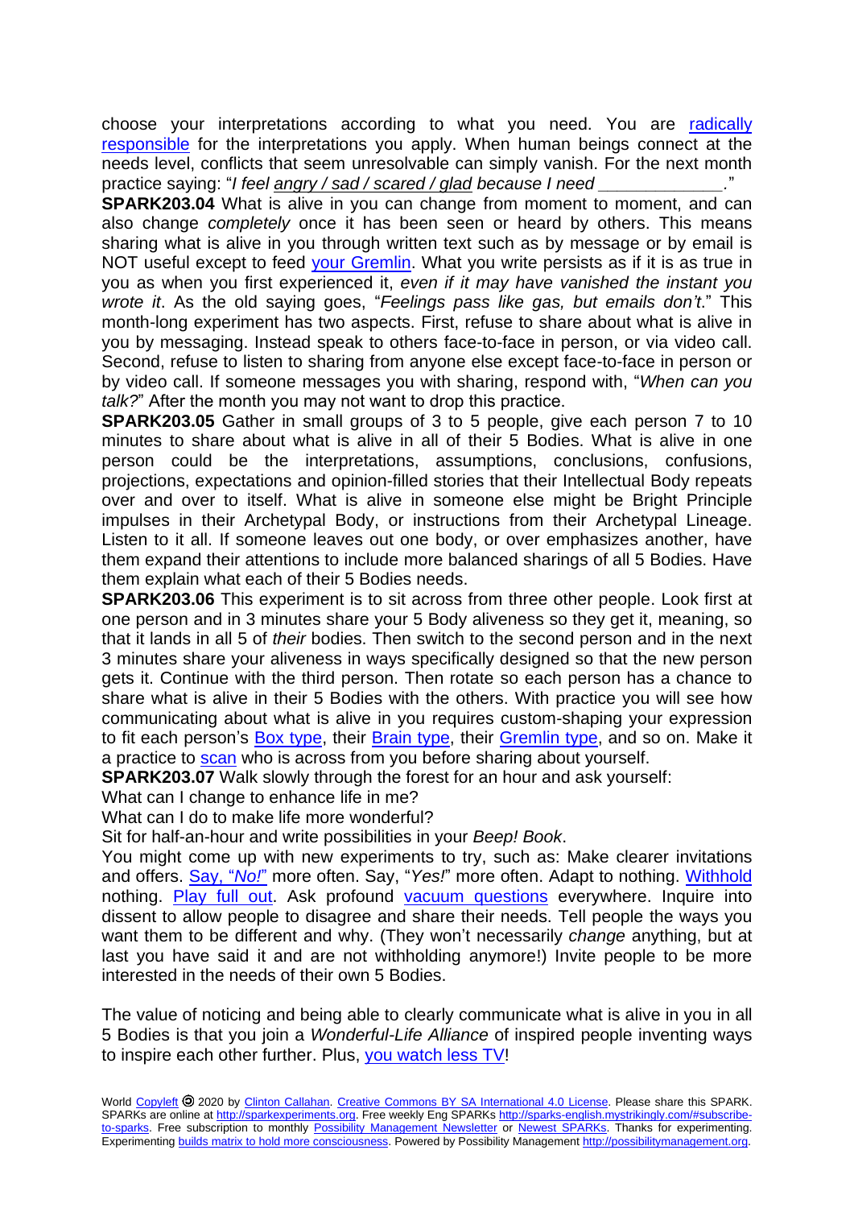choose your interpretations according to what you need. You are [radically responsible] for the interpretations you apply. When human beings connect at the needs level, conflicts that seem unresolvable can simply vanish. For the next month practice saying: "*I feel angry / sad / scared / glad because I need ____________.*"

**SPARK203.04** What is alive in you can change from moment to moment, and can also change *completely* once it has been seen or heard by others. This means sharing what is alive in you through written text such as by message or by email is NOT useful except to feed [your Gremlin]. What you write persists as if it is as true in you as when you first experienced it, *even if it may have vanished the instant you wrote it*. As the old saying goes, "*Feelings pass like gas, but emails don't*." This month-long experiment has two aspects. First, refuse to share about what is alive in you by messaging. Instead speak to others face-to-face in person, or via video call. Second, refuse to listen to sharing from anyone else except face-to-face in person or by video call. If someone messages you with sharing, respond with, "*When can you talk?*" After the month you may not want to drop this practice.

**SPARK203.05** Gather in small groups of 3 to 5 people, give each person 7 to 10 minutes to share about what is alive in all of their 5 Bodies. What is alive in one person could be the interpretations, assumptions, conclusions, confusions, projections, expectations and opinion-filled stories that their Intellectual Body repeats over and over to itself. What is alive in someone else might be Bright Principle impulses in their Archetypal Body, or instructions from their Archetypal Lineage. Listen to it all. If someone leaves out one body, or over emphasizes another, have them expand their attentions to include more balanced sharings of all 5 Bodies. Have them explain what each of their 5 Bodies needs.

**SPARK203.06** This experiment is to sit across from three other people. Look first at one person and in 3 minutes share your 5 Body aliveness so they get it, meaning, so that it lands in all 5 of *their* bodies. Then switch to the second person and in the next 3 minutes share your aliveness in ways specifically designed so that the new person gets it. Continue with the third person. Then rotate so each person has a chance to share what is alive in their 5 Bodies with the others. With practice you will see how communicating about what is alive in you requires custom-shaping your expression to fit each person's [Box type], their [Brain type], their [Gremlin type], and so on. Make it a practice to [scan] who is across from you before sharing about yourself.

**SPARK203.07** Walk slowly through the forest for an hour and ask yourself:

What can I change to enhance life in me?

What can I do to make life more wonderful?

Sit for half-an-hour and write possibilities in your *Beep! Book*.

You might come up with new experiments to try, such as: Make clearer invitations and offers. [Say, "*No!*"] more often. Say, "*Yes!*" more often. Adapt to nothing. [Withhold] nothing. [Play full out]. Ask profound [vacuum questions] everywhere. Inquire into dissent to allow people to disagree and share their needs. Tell people the ways you want them to be different and why. (They won't necessarily *change* anything, but at last you have said it and are not withholding anymore!) Invite people to be more interested in the needs of their own 5 Bodies.

The value of noticing and being able to clearly communicate what is alive in you in all 5 Bodies is that you join a *Wonderful-Life Alliance* of inspired people inventing ways to inspire each other further. Plus, [you watch less TV]!

World [Copyleft] 🄯 2020 by [Clinton Callahan]. [Creative Commons BY SA International 4.0 License]. Please share this SPARK. SPARKs are online at http://sparkexperiments.org. Free weekly Eng SPARKs http://sparks-english.mystrikingly.com/#subscribe-to-sparks. Free subscription to monthly [Possibility Management Newsletter] or [Newest SPARKs]. Thanks for experimenting. Experimenting [builds matrix to hold more consciousness]. Powered by Possibility Management http://possibilitymanagement.org.